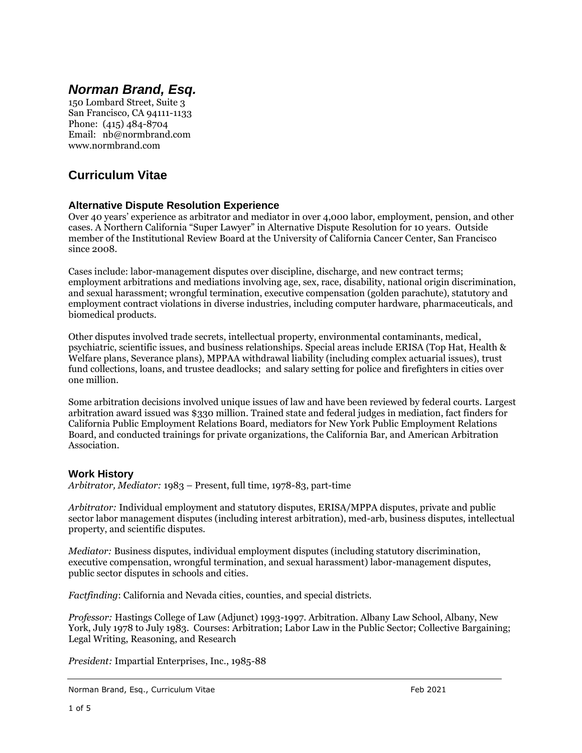# *Norman Brand, Esq.*

150 Lombard Street, Suite 3
San Francisco, CA 94111-1133
Phone: (415) 484-8704
Email: nb@normbrand.com
www.normbrand.com

## Curriculum Vitae

### Alternative Dispute Resolution Experience

Over 40 years' experience as arbitrator and mediator in over 4,000 labor, employment, pension, and other cases. A Northern California "Super Lawyer" in Alternative Dispute Resolution for 10 years. Outside member of the Institutional Review Board at the University of California Cancer Center, San Francisco since 2008.

Cases include: labor-management disputes over discipline, discharge, and new contract terms; employment arbitrations and mediations involving age, sex, race, disability, national origin discrimination, and sexual harassment; wrongful termination, executive compensation (golden parachute), statutory and employment contract violations in diverse industries, including computer hardware, pharmaceuticals, and biomedical products.

Other disputes involved trade secrets, intellectual property, environmental contaminants, medical, psychiatric, scientific issues, and business relationships. Special areas include ERISA (Top Hat, Health & Welfare plans, Severance plans), MPPAA withdrawal liability (including complex actuarial issues), trust fund collections, loans, and trustee deadlocks; and salary setting for police and firefighters in cities over one million.

Some arbitration decisions involved unique issues of law and have been reviewed by federal courts. Largest arbitration award issued was $330 million. Trained state and federal judges in mediation, fact finders for California Public Employment Relations Board, mediators for New York Public Employment Relations Board, and conducted trainings for private organizations, the California Bar, and American Arbitration Association.

### Work History

*Arbitrator, Mediator:* 1983 – Present, full time, 1978-83, part-time

*Arbitrator:* Individual employment and statutory disputes, ERISA/MPPA disputes, private and public sector labor management disputes (including interest arbitration), med-arb, business disputes, intellectual property, and scientific disputes.

*Mediator:* Business disputes, individual employment disputes (including statutory discrimination, executive compensation, wrongful termination, and sexual harassment) labor-management disputes, public sector disputes in schools and cities.

*Factfinding*: California and Nevada cities, counties, and special districts.

*Professor:* Hastings College of Law (Adjunct) 1993-1997. Arbitration. Albany Law School, Albany, New York, July 1978 to July 1983. Courses: Arbitration; Labor Law in the Public Sector; Collective Bargaining; Legal Writing, Reasoning, and Research

*President:* Impartial Enterprises, Inc., 1985-88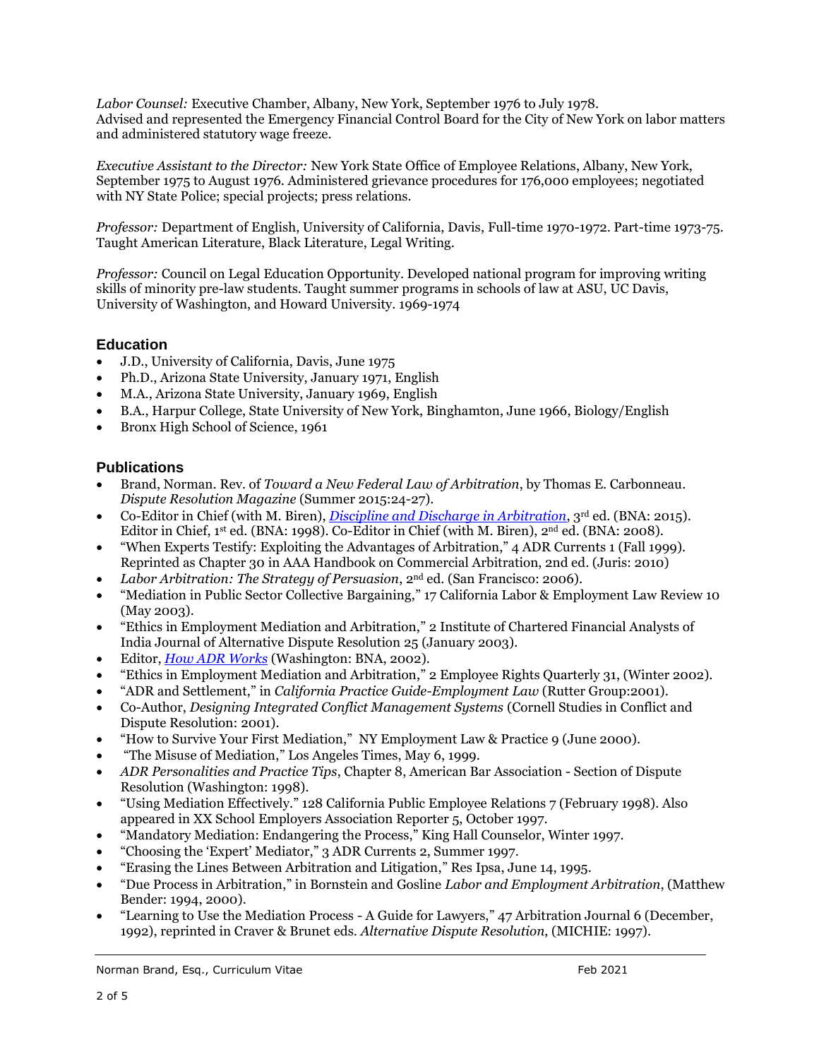*Labor Counsel:* Executive Chamber, Albany, New York, September 1976 to July 1978. Advised and represented the Emergency Financial Control Board for the City of New York on labor matters and administered statutory wage freeze.

*Executive Assistant to the Director:* New York State Office of Employee Relations, Albany, New York, September 1975 to August 1976. Administered grievance procedures for 176,000 employees; negotiated with NY State Police; special projects; press relations.

*Professor:* Department of English, University of California, Davis, Full-time 1970-1972. Part-time 1973-75. Taught American Literature, Black Literature, Legal Writing.

*Professor:* Council on Legal Education Opportunity. Developed national program for improving writing skills of minority pre-law students. Taught summer programs in schools of law at ASU, UC Davis, University of Washington, and Howard University. 1969-1974

## Education

- J.D., University of California, Davis, June 1975
- Ph.D., Arizona State University, January 1971, English
- M.A., Arizona State University, January 1969, English
- B.A., Harpur College, State University of New York, Binghamton, June 1966, Biology/English
- Bronx High School of Science, 1961

## Publications

- Brand, Norman. Rev. of *Toward a New Federal Law of Arbitration*, by Thomas E. Carbonneau. *Dispute Resolution Magazine* (Summer 2015:24-27).
- Co-Editor in Chief (with M. Biren), ***Discipline and Discharge in Arbitration***, 3rd ed. (BNA: 2015). Editor in Chief, 1st ed. (BNA: 1998). Co-Editor in Chief (with M. Biren), 2nd ed. (BNA: 2008).
- "When Experts Testify: Exploiting the Advantages of Arbitration," 4 ADR Currents 1 (Fall 1999). Reprinted as Chapter 30 in AAA Handbook on Commercial Arbitration, 2nd ed. (Juris: 2010)
- *Labor Arbitration: The Strategy of Persuasion*, 2nd ed. (San Francisco: 2006).
- "Mediation in Public Sector Collective Bargaining," 17 California Labor & Employment Law Review 10 (May 2003).
- "Ethics in Employment Mediation and Arbitration," 2 Institute of Chartered Financial Analysts of India Journal of Alternative Dispute Resolution 25 (January 2003).
- Editor, ***How ADR Works*** (Washington: BNA, 2002).
- "Ethics in Employment Mediation and Arbitration," 2 Employee Rights Quarterly 31, (Winter 2002).
- "ADR and Settlement," in *California Practice Guide-Employment Law* (Rutter Group:2001).
- Co-Author, *Designing Integrated Conflict Management Systems* (Cornell Studies in Conflict and Dispute Resolution: 2001).
- "How to Survive Your First Mediation," NY Employment Law & Practice 9 (June 2000).
- "The Misuse of Mediation," Los Angeles Times, May 6, 1999.
- *ADR Personalities and Practice Tips*, Chapter 8, American Bar Association - Section of Dispute Resolution (Washington: 1998).
- "Using Mediation Effectively." 128 California Public Employee Relations 7 (February 1998). Also appeared in XX School Employers Association Reporter 5, October 1997.
- "Mandatory Mediation: Endangering the Process," King Hall Counselor, Winter 1997.
- "Choosing the 'Expert' Mediator," 3 ADR Currents 2, Summer 1997.
- "Erasing the Lines Between Arbitration and Litigation," Res Ipsa, June 14, 1995.
- "Due Process in Arbitration," in Bornstein and Gosline *Labor and Employment Arbitration*, (Matthew Bender: 1994, 2000).
- "Learning to Use the Mediation Process - A Guide for Lawyers," 47 Arbitration Journal 6 (December, 1992), reprinted in Craver & Brunet eds. *Alternative Dispute Resolution*, (MICHIE: 1997).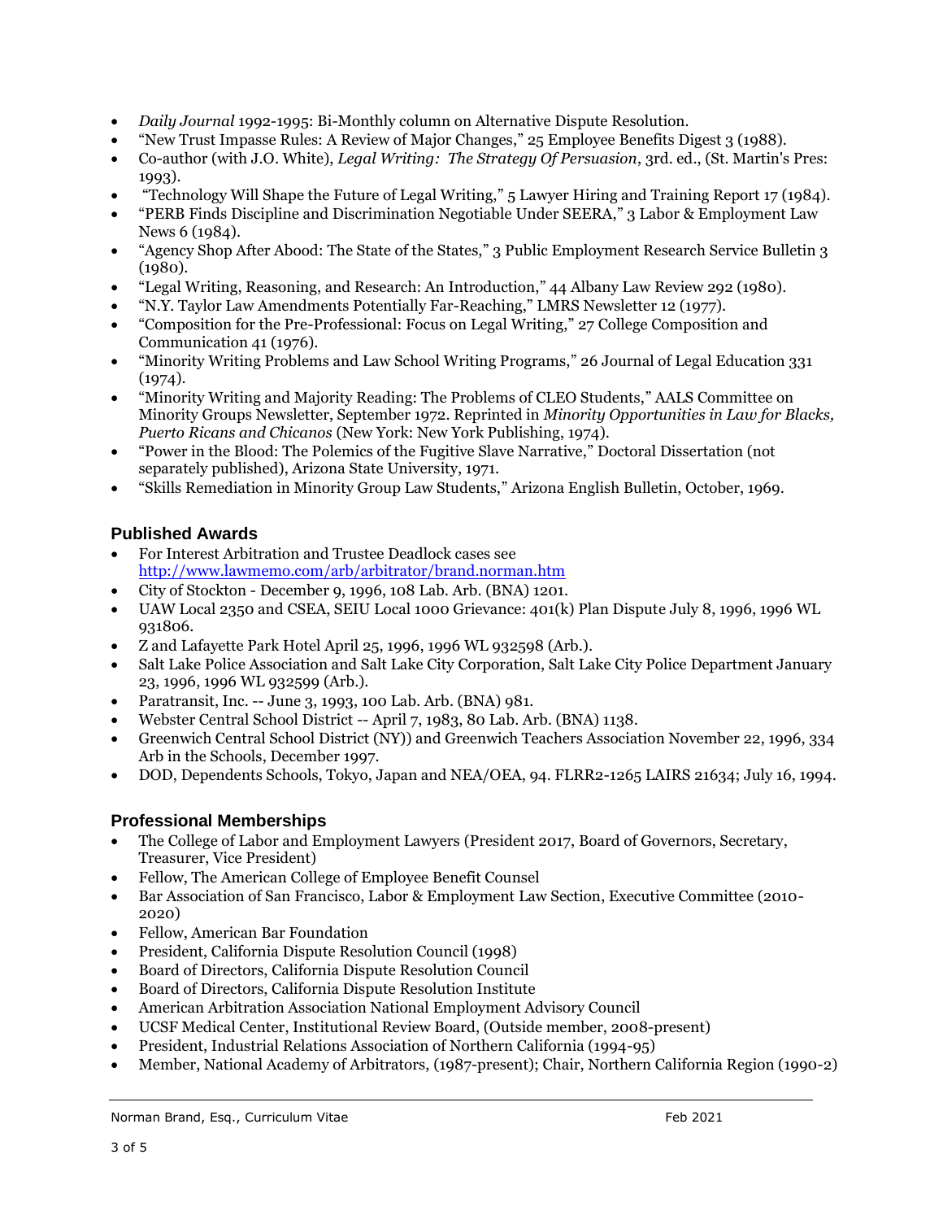- *Daily Journal* 1992-1995: Bi-Monthly column on Alternative Dispute Resolution.
- "New Trust Impasse Rules: A Review of Major Changes," 25 Employee Benefits Digest 3 (1988).
- Co-author (with J.O. White), *Legal Writing: The Strategy Of Persuasion*, 3rd. ed., (St. Martin's Pres: 1993).
- "Technology Will Shape the Future of Legal Writing," 5 Lawyer Hiring and Training Report 17 (1984).
- "PERB Finds Discipline and Discrimination Negotiable Under SEERA," 3 Labor & Employment Law News 6 (1984).
- "Agency Shop After Abood: The State of the States," 3 Public Employment Research Service Bulletin 3 (1980).
- "Legal Writing, Reasoning, and Research: An Introduction," 44 Albany Law Review 292 (1980).
- "N.Y. Taylor Law Amendments Potentially Far-Reaching," LMRS Newsletter 12 (1977).
- "Composition for the Pre-Professional: Focus on Legal Writing," 27 College Composition and Communication 41 (1976).
- "Minority Writing Problems and Law School Writing Programs," 26 Journal of Legal Education 331 (1974).
- "Minority Writing and Majority Reading: The Problems of CLEO Students," AALS Committee on Minority Groups Newsletter, September 1972. Reprinted in *Minority Opportunities in Law for Blacks, Puerto Ricans and Chicanos* (New York: New York Publishing, 1974).
- "Power in the Blood: The Polemics of the Fugitive Slave Narrative," Doctoral Dissertation (not separately published), Arizona State University, 1971.
- "Skills Remediation in Minority Group Law Students," Arizona English Bulletin, October, 1969.

## Published Awards

- For Interest Arbitration and Trustee Deadlock cases see [http://www.lawmemo.com/arb/arbitrator/brand.norman.htm](http://www.lawmemo.com/arb/arbitrator/brand.norman.htm)
- City of Stockton - December 9, 1996, 108 Lab. Arb. (BNA) 1201.
- UAW Local 2350 and CSEA, SEIU Local 1000 Grievance: 401(k) Plan Dispute July 8, 1996, 1996 WL 931806.
- Z and Lafayette Park Hotel April 25, 1996, 1996 WL 932598 (Arb.).
- Salt Lake Police Association and Salt Lake City Corporation, Salt Lake City Police Department January 23, 1996, 1996 WL 932599 (Arb.).
- Paratransit, Inc. -- June 3, 1993, 100 Lab. Arb. (BNA) 981.
- Webster Central School District -- April 7, 1983, 80 Lab. Arb. (BNA) 1138.
- Greenwich Central School District (NY)) and Greenwich Teachers Association November 22, 1996, 334 Arb in the Schools, December 1997.
- DOD, Dependents Schools, Tokyo, Japan and NEA/OEA, 94. FLRR2-1265 LAIRS 21634; July 16, 1994.

## Professional Memberships

- The College of Labor and Employment Lawyers (President 2017, Board of Governors, Secretary, Treasurer, Vice President)
- Fellow, The American College of Employee Benefit Counsel
- Bar Association of San Francisco, Labor & Employment Law Section, Executive Committee (2010-2020)
- Fellow, American Bar Foundation
- President, California Dispute Resolution Council (1998)
- Board of Directors, California Dispute Resolution Council
- Board of Directors, California Dispute Resolution Institute
- American Arbitration Association National Employment Advisory Council
- UCSF Medical Center, Institutional Review Board, (Outside member, 2008-present)
- President, Industrial Relations Association of Northern California (1994-95)
- Member, National Academy of Arbitrators, (1987-present); Chair, Northern California Region (1990-2)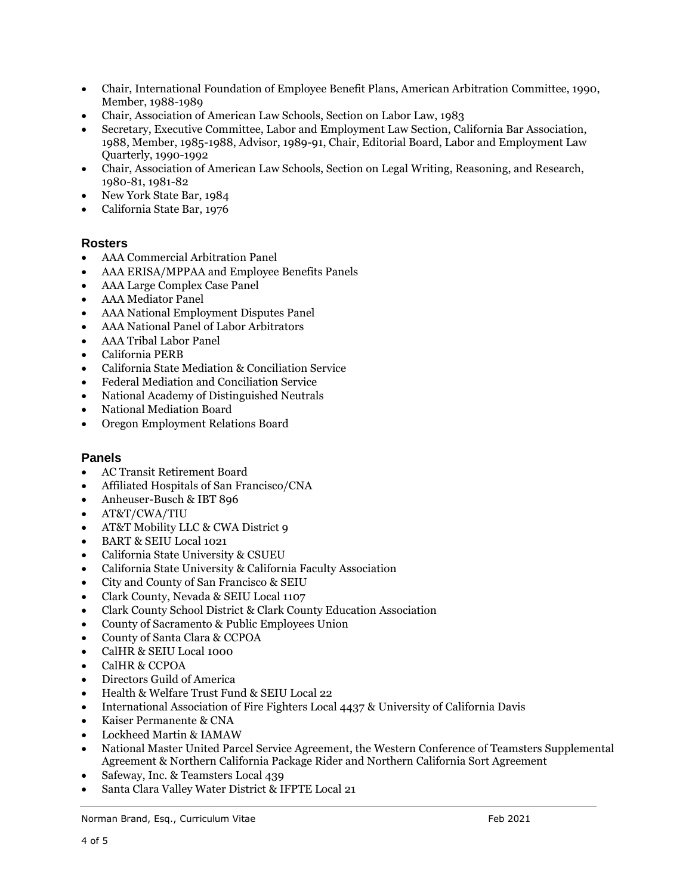- Chair, International Foundation of Employee Benefit Plans, American Arbitration Committee, 1990, Member, 1988-1989
- Chair, Association of American Law Schools, Section on Labor Law, 1983
- Secretary, Executive Committee, Labor and Employment Law Section, California Bar Association, 1988, Member, 1985-1988, Advisor, 1989-91, Chair, Editorial Board, Labor and Employment Law Quarterly, 1990-1992
- Chair, Association of American Law Schools, Section on Legal Writing, Reasoning, and Research, 1980-81, 1981-82
- New York State Bar, 1984
- California State Bar, 1976

## Rosters

- AAA Commercial Arbitration Panel
- AAA ERISA/MPPAA and Employee Benefits Panels
- AAA Large Complex Case Panel
- AAA Mediator Panel
- AAA National Employment Disputes Panel
- AAA National Panel of Labor Arbitrators
- AAA Tribal Labor Panel
- California PERB
- California State Mediation & Conciliation Service
- Federal Mediation and Conciliation Service
- National Academy of Distinguished Neutrals
- National Mediation Board
- Oregon Employment Relations Board

## Panels

- AC Transit Retirement Board
- Affiliated Hospitals of San Francisco/CNA
- Anheuser-Busch & IBT 896
- AT&T/CWA/TIU
- AT&T Mobility LLC & CWA District 9
- BART & SEIU Local 1021
- California State University & CSUEU
- California State University & California Faculty Association
- City and County of San Francisco & SEIU
- Clark County, Nevada & SEIU Local 1107
- Clark County School District & Clark County Education Association
- County of Sacramento & Public Employees Union
- County of Santa Clara & CCPOA
- CalHR & SEIU Local 1000
- CalHR & CCPOA
- Directors Guild of America
- Health & Welfare Trust Fund & SEIU Local 22
- International Association of Fire Fighters Local 4437 & University of California Davis
- Kaiser Permanente & CNA
- Lockheed Martin & IAMAW
- National Master United Parcel Service Agreement, the Western Conference of Teamsters Supplemental Agreement & Northern California Package Rider and Northern California Sort Agreement
- Safeway, Inc. & Teamsters Local 439
- Santa Clara Valley Water District & IFPTE Local 21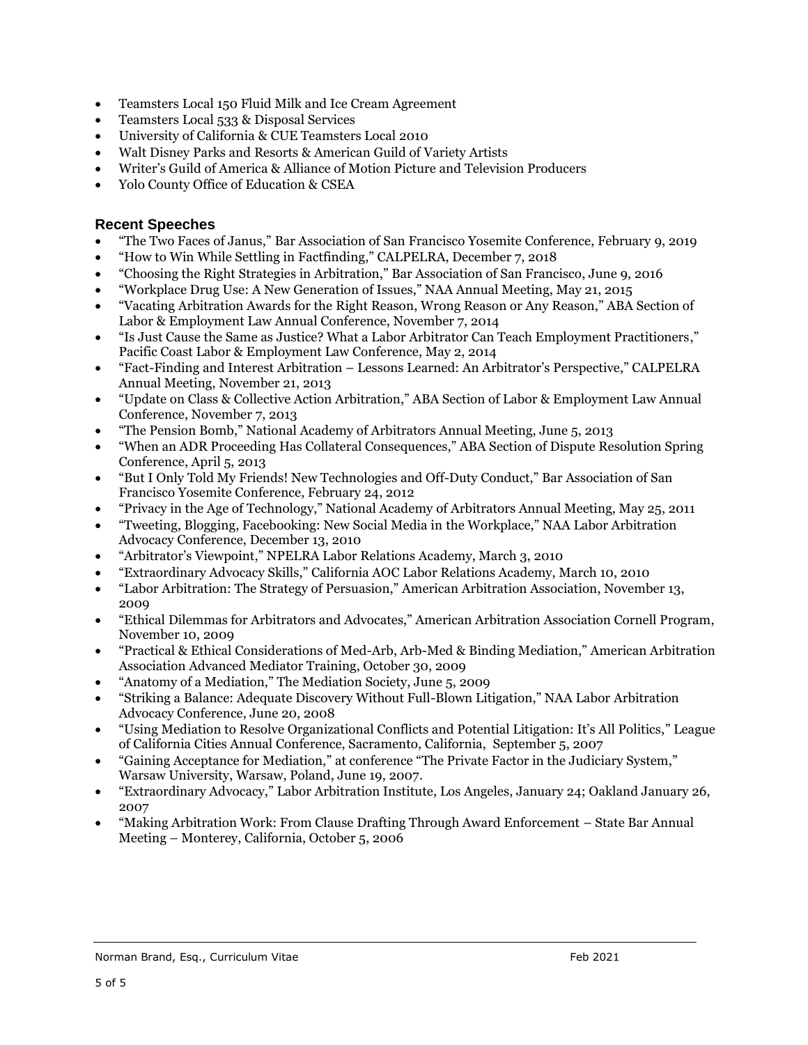- Teamsters Local 150 Fluid Milk and Ice Cream Agreement
- Teamsters Local 533 & Disposal Services
- University of California & CUE Teamsters Local 2010
- Walt Disney Parks and Resorts & American Guild of Variety Artists
- Writer's Guild of America & Alliance of Motion Picture and Television Producers
- Yolo County Office of Education & CSEA

## Recent Speeches

- "The Two Faces of Janus," Bar Association of San Francisco Yosemite Conference, February 9, 2019
- "How to Win While Settling in Factfinding," CALPELRA, December 7, 2018
- "Choosing the Right Strategies in Arbitration," Bar Association of San Francisco, June 9, 2016
- "Workplace Drug Use: A New Generation of Issues," NAA Annual Meeting, May 21, 2015
- "Vacating Arbitration Awards for the Right Reason, Wrong Reason or Any Reason," ABA Section of Labor & Employment Law Annual Conference, November 7, 2014
- "Is Just Cause the Same as Justice? What a Labor Arbitrator Can Teach Employment Practitioners," Pacific Coast Labor & Employment Law Conference, May 2, 2014
- "Fact-Finding and Interest Arbitration – Lessons Learned: An Arbitrator's Perspective," CALPELRA Annual Meeting, November 21, 2013
- "Update on Class & Collective Action Arbitration," ABA Section of Labor & Employment Law Annual Conference, November 7, 2013
- "The Pension Bomb," National Academy of Arbitrators Annual Meeting, June 5, 2013
- "When an ADR Proceeding Has Collateral Consequences," ABA Section of Dispute Resolution Spring Conference, April 5, 2013
- "But I Only Told My Friends! New Technologies and Off-Duty Conduct," Bar Association of San Francisco Yosemite Conference, February 24, 2012
- "Privacy in the Age of Technology," National Academy of Arbitrators Annual Meeting, May 25, 2011
- "Tweeting, Blogging, Facebooking: New Social Media in the Workplace," NAA Labor Arbitration Advocacy Conference, December 13, 2010
- "Arbitrator's Viewpoint," NPELRA Labor Relations Academy, March 3, 2010
- "Extraordinary Advocacy Skills," California AOC Labor Relations Academy, March 10, 2010
- "Labor Arbitration: The Strategy of Persuasion," American Arbitration Association, November 13, 2009
- "Ethical Dilemmas for Arbitrators and Advocates," American Arbitration Association Cornell Program, November 10, 2009
- "Practical & Ethical Considerations of Med-Arb, Arb-Med & Binding Mediation," American Arbitration Association Advanced Mediator Training, October 30, 2009
- "Anatomy of a Mediation," The Mediation Society, June 5, 2009
- "Striking a Balance: Adequate Discovery Without Full-Blown Litigation," NAA Labor Arbitration Advocacy Conference, June 20, 2008
- "Using Mediation to Resolve Organizational Conflicts and Potential Litigation: It's All Politics," League of California Cities Annual Conference, Sacramento, California, September 5, 2007
- "Gaining Acceptance for Mediation," at conference "The Private Factor in the Judiciary System," Warsaw University, Warsaw, Poland, June 19, 2007.
- "Extraordinary Advocacy," Labor Arbitration Institute, Los Angeles, January 24; Oakland January 26, 2007
- "Making Arbitration Work: From Clause Drafting Through Award Enforcement – State Bar Annual Meeting – Monterey, California, October 5, 2006